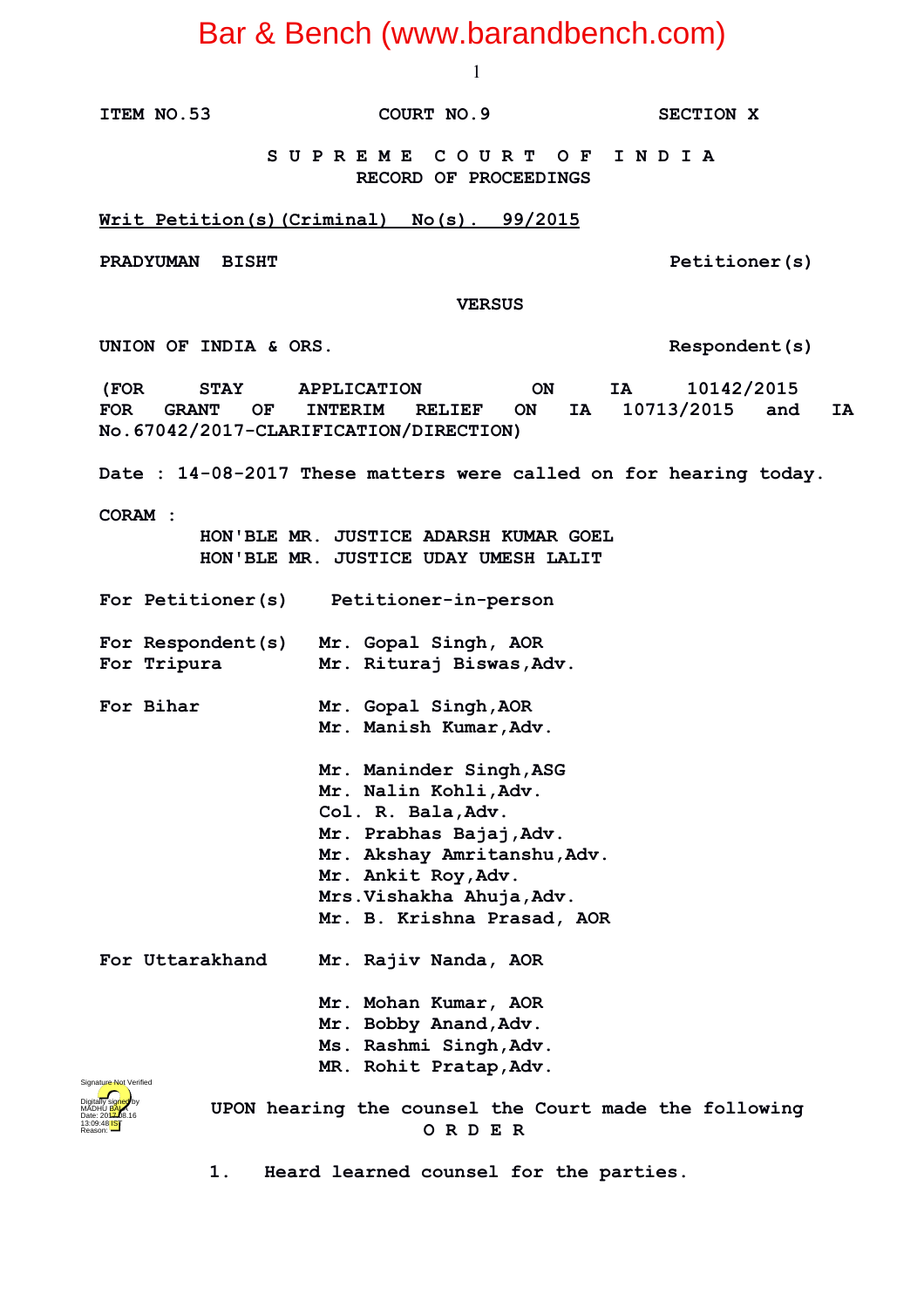ITEM NO.53 COURT NO.9 SECTION X

**S U P R E M E C O U R T O F I N D I A**
**RECORD OF PROCEEDINGS**

**Writ Petition(s)(Criminal) No(s). 99/2015**

PRADYUMAN BISHT Petitioner(s)

VERSUS

UNION OF INDIA & ORS. Respondent(s)

(FOR STAY APPLICATION ON IA 10142/2015 FOR GRANT OF INTERIM RELIEF ON IA 10713/2015 and IA No.67042/2017-CLARIFICATION/DIRECTION)

Date : 14-08-2017 These matters were called on for hearing today.

CORAM :
HON'BLE MR. JUSTICE ADARSH KUMAR GOEL
HON'BLE MR. JUSTICE UDAY UMESH LALIT

For Petitioner(s) Petitioner-in-person

For Respondent(s) Mr. Gopal Singh, AOR
For Tripura Mr. Rituraj Biswas,Adv.

For Bihar Mr. Gopal Singh,AOR
Mr. Manish Kumar,Adv.

Mr. Maninder Singh,ASG
Mr. Nalin Kohli,Adv.
Col. R. Bala,Adv.
Mr. Prabhas Bajaj,Adv.
Mr. Akshay Amritanshu,Adv.
Mr. Ankit Roy,Adv.
Mrs.Vishakha Ahuja,Adv.
Mr. B. Krishna Prasad, AOR

For Uttarakhand Mr. Rajiv Nanda, AOR

Mr. Mohan Kumar, AOR
Mr. Bobby Anand,Adv.
Ms. Rashmi Singh,Adv.
MR. Rohit Pratap,Adv.

UPON hearing the counsel the Court made the following

**O R D E R**

1. Heard learned counsel for the parties.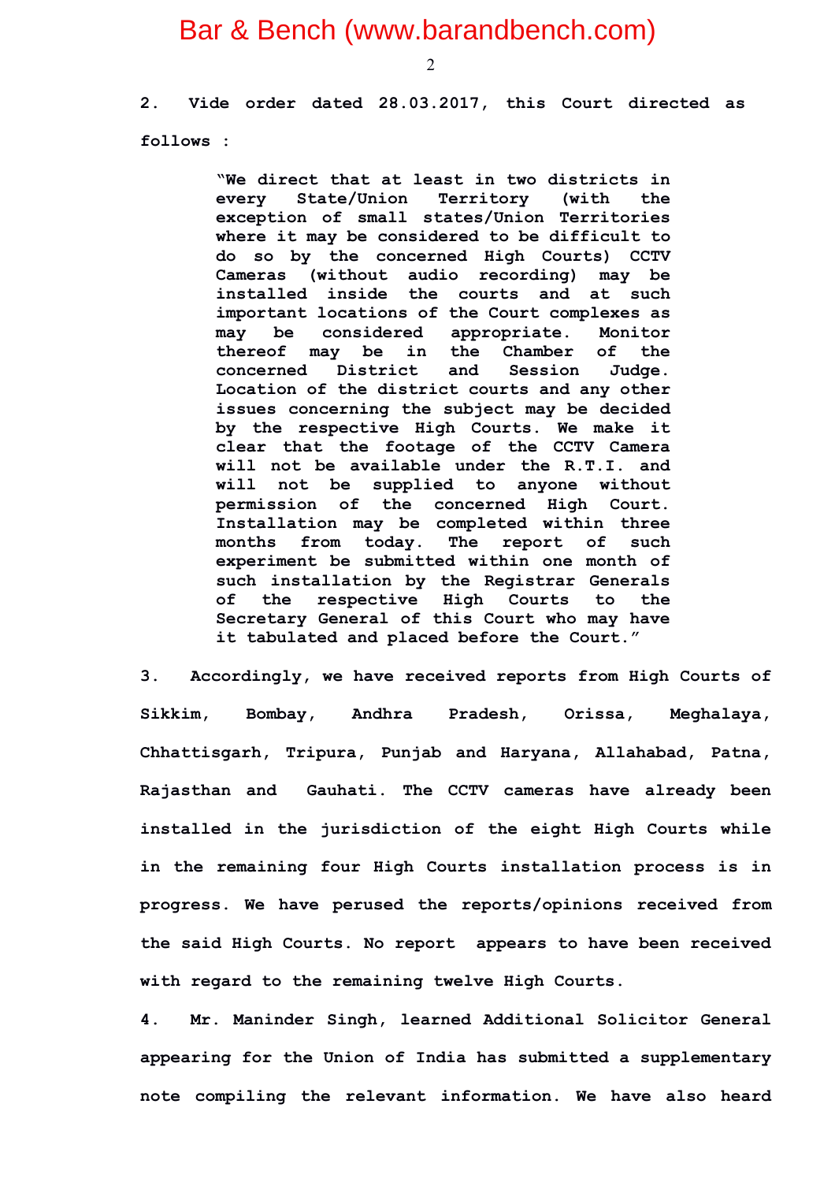2. Vide order dated 28.03.2017, this Court directed as follows :

> "We direct that at least in two districts in every State/Union Territory (with the exception of small states/Union Territories where it may be considered to be difficult to do so by the concerned High Courts) CCTV Cameras (without audio recording) may be installed inside the courts and at such important locations of the Court complexes as may be considered appropriate. Monitor thereof may be in the Chamber of the concerned District and Session Judge. Location of the district courts and any other issues concerning the subject may be decided by the respective High Courts. We make it clear that the footage of the CCTV Camera will not be available under the R.T.I. and will not be supplied to anyone without permission of the concerned High Court. Installation may be completed within three months from today. The report of such experiment be submitted within one month of such installation by the Registrar Generals of the respective High Courts to the Secretary General of this Court who may have it tabulated and placed before the Court."

3. Accordingly, we have received reports from High Courts of Sikkim, Bombay, Andhra Pradesh, Orissa, Meghalaya, Chhattisgarh, Tripura, Punjab and Haryana, Allahabad, Patna, Rajasthan and Gauhati. The CCTV cameras have already been installed in the jurisdiction of the eight High Courts while in the remaining four High Courts installation process is in progress. We have perused the reports/opinions received from the said High Courts. No report appears to have been received with regard to the remaining twelve High Courts.

4. Mr. Maninder Singh, learned Additional Solicitor General appearing for the Union of India has submitted a supplementary note compiling the relevant information. We have also heard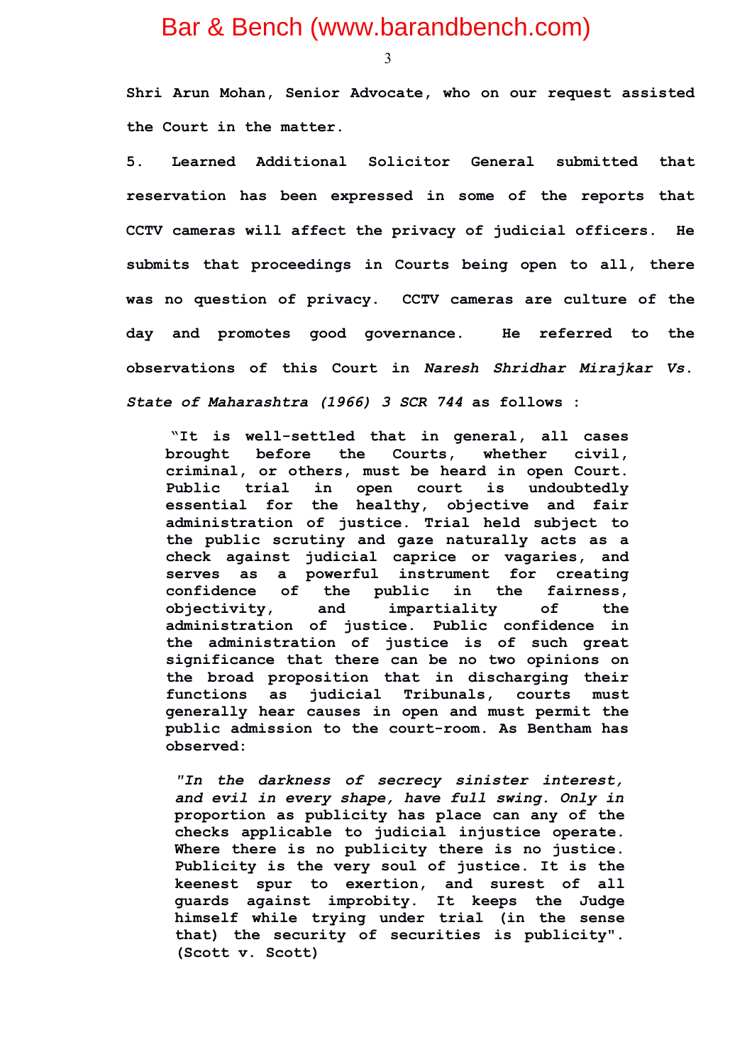**Shri Arun Mohan, Senior Advocate, who on our request assisted the Court in the matter.**

**5. Learned Additional Solicitor General submitted that reservation has been expressed in some of the reports that CCTV cameras will affect the privacy of judicial officers. He submits that proceedings in Courts being open to all, there was no question of privacy. CCTV cameras are culture of the day and promotes good governance. He referred to the observations of this Court in *Naresh Shridhar Mirajkar Vs. State of Maharashtra (1966) 3 SCR 744* as follows :**

> **"It is well-settled that in general, all cases brought before the Courts, whether civil, criminal, or others, must be heard in open Court. Public trial in open court is undoubtedly essential for the healthy, objective and fair administration of justice. Trial held subject to the public scrutiny and gaze naturally acts as a check against judicial caprice or vagaries, and serves as a powerful instrument for creating confidence of the public in the fairness, objectivity, and impartiality of the administration of justice. Public confidence in the administration of justice is of such great significance that there can be no two opinions on the broad proposition that in discharging their functions as judicial Tribunals, courts must generally hear causes in open and must permit the public admission to the court-room. As Bentham has observed:**
>
> ***"In the darkness of secrecy sinister interest, and evil in every shape, have full swing.* Only in proportion as publicity has place can any of the checks applicable to judicial injustice operate. Where there is no publicity there is no justice. Publicity is the very soul of justice. It is the keenest spur to exertion, and surest of all guards against improbity. It keeps the Judge himself while trying under trial (in the sense that) the security of securities is publicity". (Scott v. Scott)**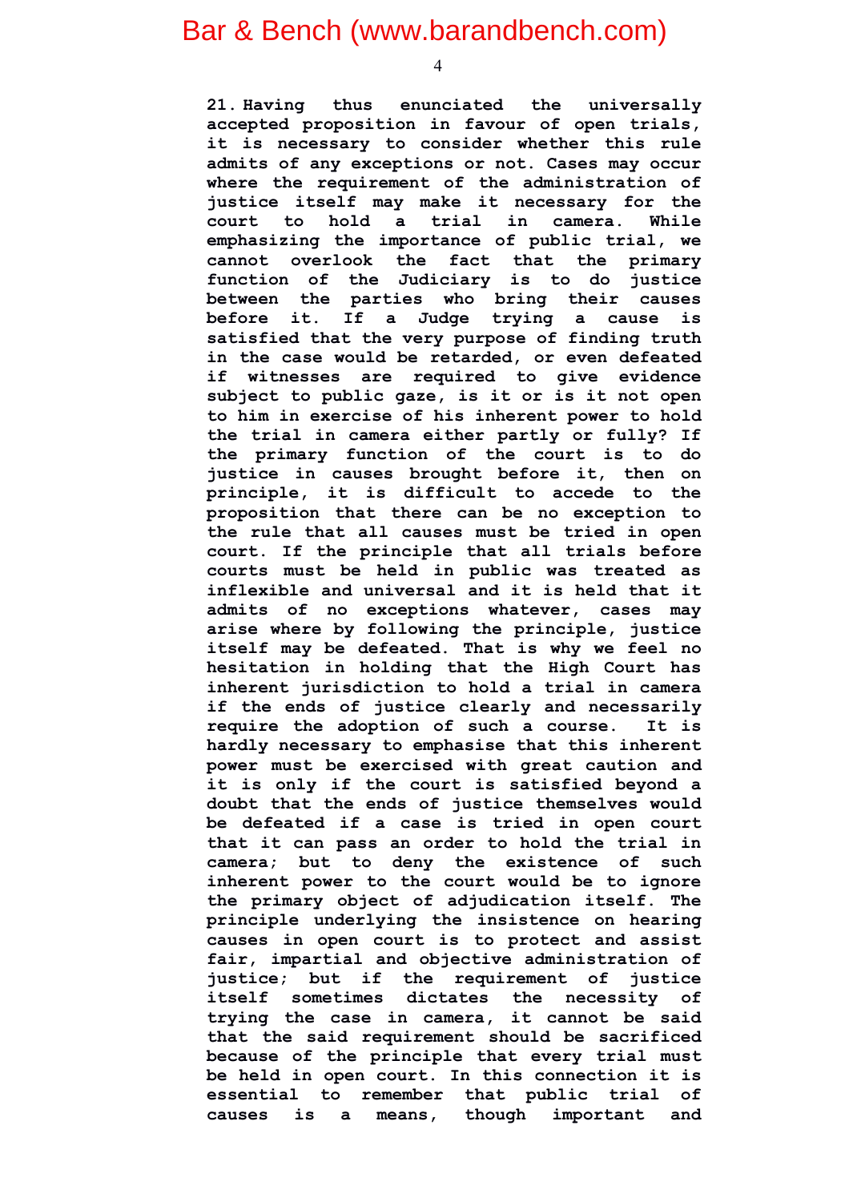**21. Having thus enunciated the universally accepted proposition in favour of open trials, it is necessary to consider whether this rule admits of any exceptions or not. Cases may occur where the requirement of the administration of justice itself may make it necessary for the court to hold a trial in camera. While emphasizing the importance of public trial, we cannot overlook the fact that the primary function of the Judiciary is to do justice between the parties who bring their causes before it. If a Judge trying a cause is satisfied that the very purpose of finding truth in the case would be retarded, or even defeated if witnesses are required to give evidence subject to public gaze, is it or is it not open to him in exercise of his inherent power to hold the trial in camera either partly or fully? If the primary function of the court is to do justice in causes brought before it, then on principle, it is difficult to accede to the proposition that there can be no exception to the rule that all causes must be tried in open court. If the principle that all trials before courts must be held in public was treated as inflexible and universal and it is held that it admits of no exceptions whatever, cases may arise where by following the principle, justice itself may be defeated. That is why we feel no hesitation in holding that the High Court has inherent jurisdiction to hold a trial in camera if the ends of justice clearly and necessarily require the adoption of such a course. It is hardly necessary to emphasise that this inherent power must be exercised with great caution and it is only if the court is satisfied beyond a doubt that the ends of justice themselves would be defeated if a case is tried in open court that it can pass an order to hold the trial in camera; but to deny the existence of such inherent power to the court would be to ignore the primary object of adjudication itself. The principle underlying the insistence on hearing causes in open court is to protect and assist fair, impartial and objective administration of justice; but if the requirement of justice itself sometimes dictates the necessity of trying the case in camera, it cannot be said that the said requirement should be sacrificed because of the principle that every trial must be held in open court. In this connection it is essential to remember that public trial of causes is a means, though important and**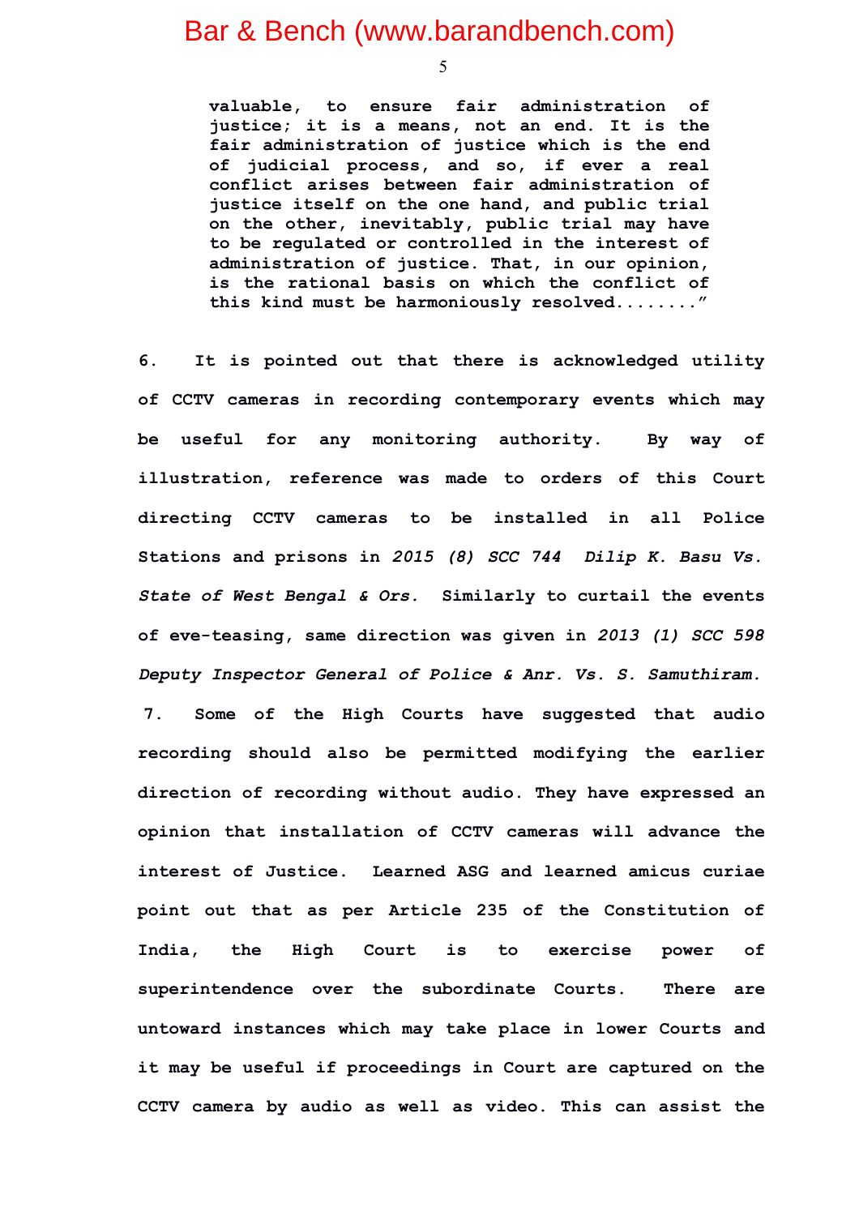> **valuable, to ensure fair administration of justice; it is a means, not an end. It is the fair administration of justice which is the end of judicial process, and so, if ever a real conflict arises between fair administration of justice itself on the one hand, and public trial on the other, inevitably, public trial may have to be regulated or controlled in the interest of administration of justice. That, in our opinion, is the rational basis on which the conflict of this kind must be harmoniously resolved........"**

**6. It is pointed out that there is acknowledged utility of CCTV cameras in recording contemporary events which may be useful for any monitoring authority. By way of illustration, reference was made to orders of this Court directing CCTV cameras to be installed in all Police Stations and prisons in *2015 (8) SCC 744 Dilip K. Basu Vs. State of West Bengal & Ors.* Similarly to curtail the events of eve-teasing, same direction was given in *2013 (1) SCC 598 Deputy Inspector General of Police & Anr. Vs. S. Samuthiram.***

**7. Some of the High Courts have suggested that audio recording should also be permitted modifying the earlier direction of recording without audio. They have expressed an opinion that installation of CCTV cameras will advance the interest of Justice. Learned ASG and learned amicus curiae point out that as per Article 235 of the Constitution of India, the High Court is to exercise power of superintendence over the subordinate Courts. There are untoward instances which may take place in lower Courts and it may be useful if proceedings in Court are captured on the CCTV camera by audio as well as video. This can assist the**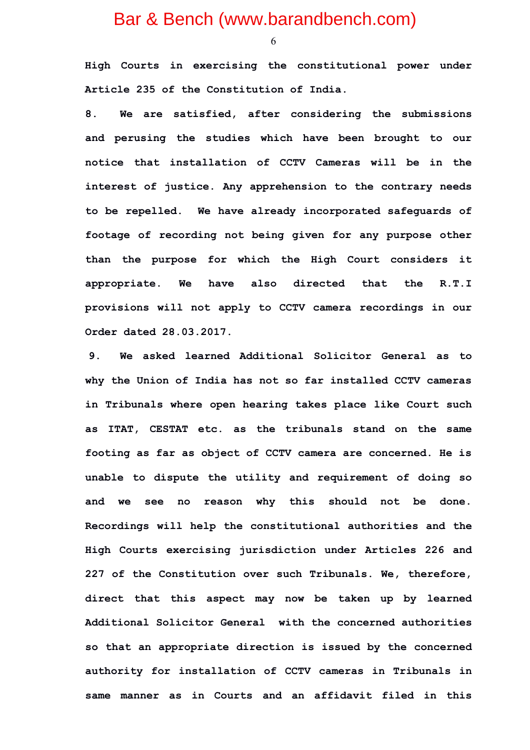High Courts in exercising the constitutional power under Article 235 of the Constitution of India.

8. We are satisfied, after considering the submissions and perusing the studies which have been brought to our notice that installation of CCTV Cameras will be in the interest of justice. Any apprehension to the contrary needs to be repelled. We have already incorporated safeguards of footage of recording not being given for any purpose other than the purpose for which the High Court considers it appropriate. We have also directed that the R.T.I provisions will not apply to CCTV camera recordings in our Order dated 28.03.2017.

9. We asked learned Additional Solicitor General as to why the Union of India has not so far installed CCTV cameras in Tribunals where open hearing takes place like Court such as ITAT, CESTAT etc. as the tribunals stand on the same footing as far as object of CCTV camera are concerned. He is unable to dispute the utility and requirement of doing so and we see no reason why this should not be done. Recordings will help the constitutional authorities and the High Courts exercising jurisdiction under Articles 226 and 227 of the Constitution over such Tribunals. We, therefore, direct that this aspect may now be taken up by learned Additional Solicitor General with the concerned authorities so that an appropriate direction is issued by the concerned authority for installation of CCTV cameras in Tribunals in same manner as in Courts and an affidavit filed in this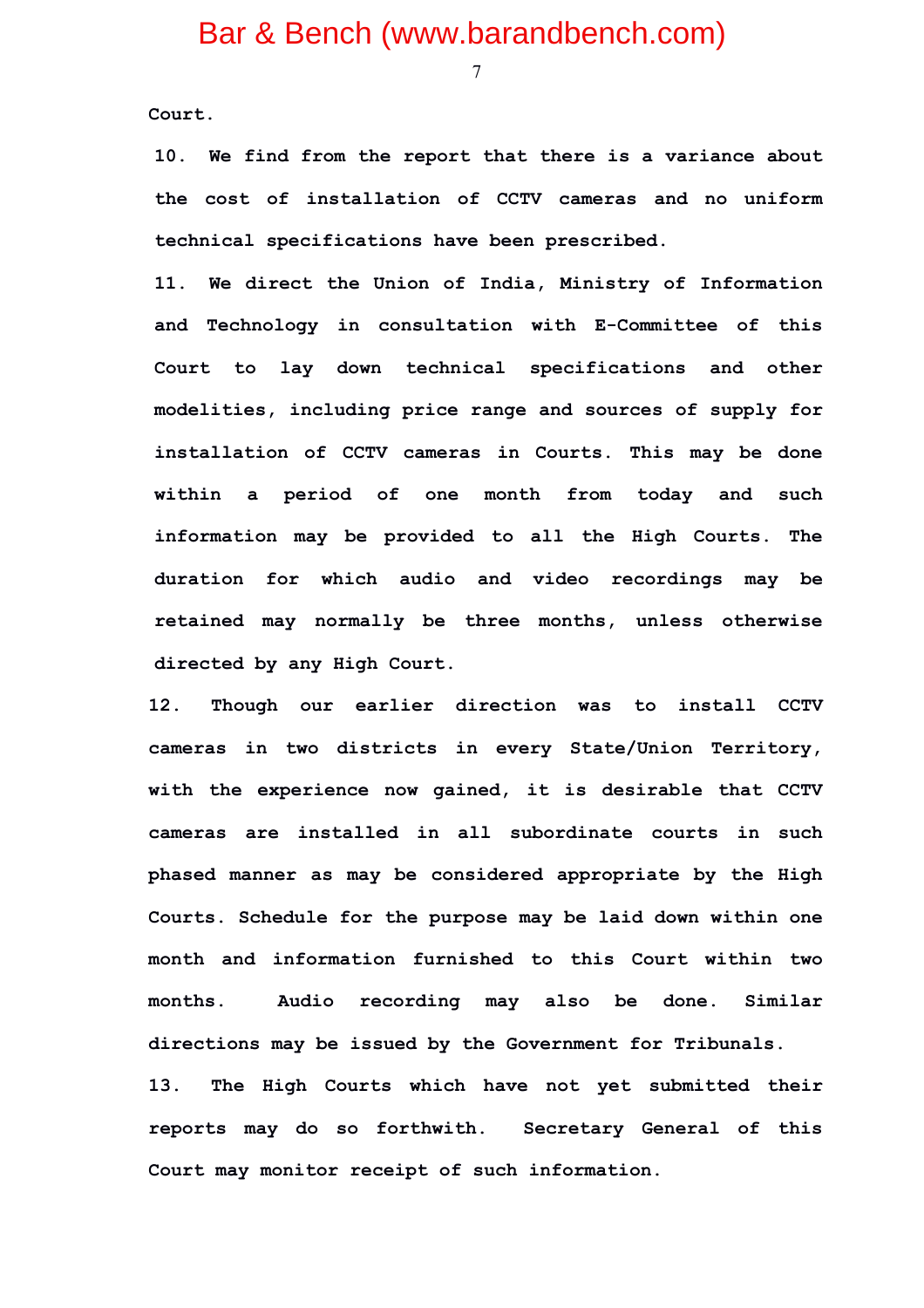Court.

10. We find from the report that there is a variance about the cost of installation of CCTV cameras and no uniform technical specifications have been prescribed.

11. We direct the Union of India, Ministry of Information and Technology in consultation with E-Committee of this Court to lay down technical specifications and other modelities, including price range and sources of supply for installation of CCTV cameras in Courts. This may be done within a period of one month from today and such information may be provided to all the High Courts. The duration for which audio and video recordings may be retained may normally be three months, unless otherwise directed by any High Court.

12. Though our earlier direction was to install CCTV cameras in two districts in every State/Union Territory, with the experience now gained, it is desirable that CCTV cameras are installed in all subordinate courts in such phased manner as may be considered appropriate by the High Courts. Schedule for the purpose may be laid down within one month and information furnished to this Court within two months. Audio recording may also be done. Similar directions may be issued by the Government for Tribunals.

13. The High Courts which have not yet submitted their reports may do so forthwith. Secretary General of this Court may monitor receipt of such information.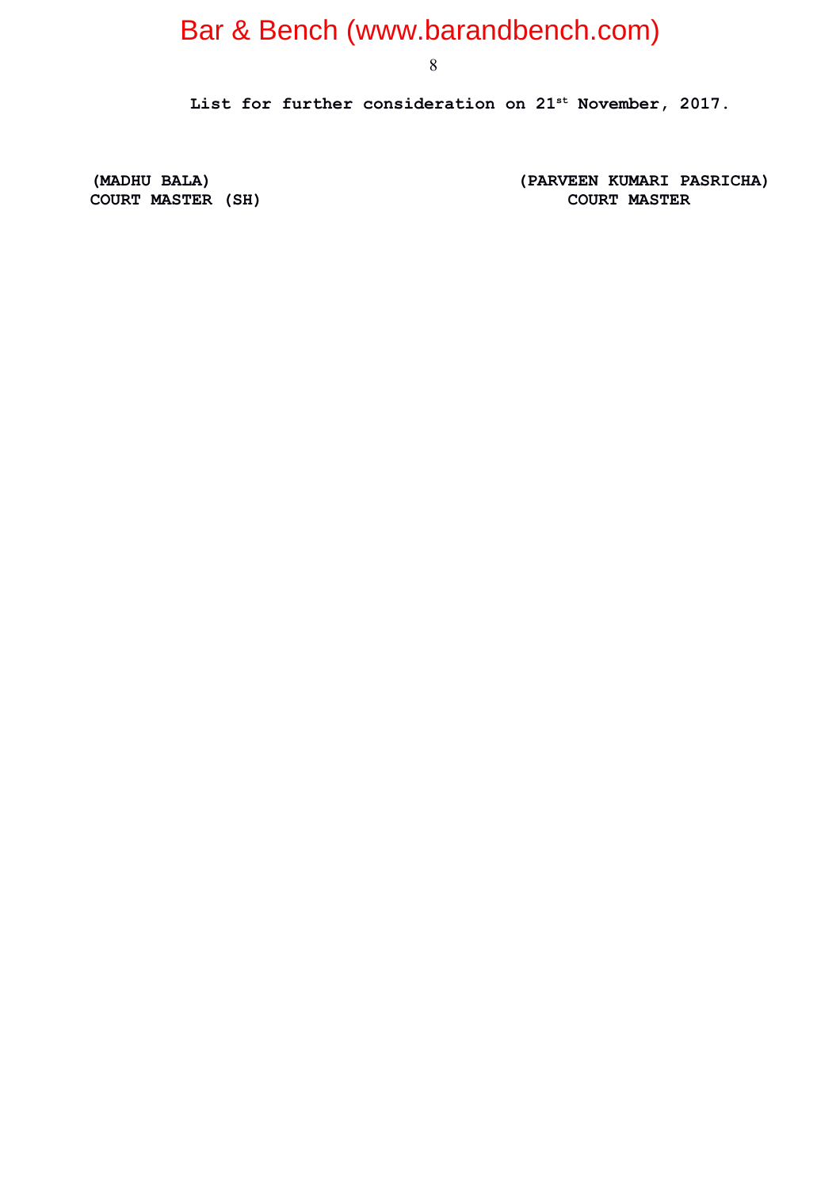**List for further consideration on 21st November, 2017.**

**(MADHU BALA)**
**COURT MASTER (SH)**

**(PARVEEN KUMARI PASRICHA)**
**COURT MASTER**